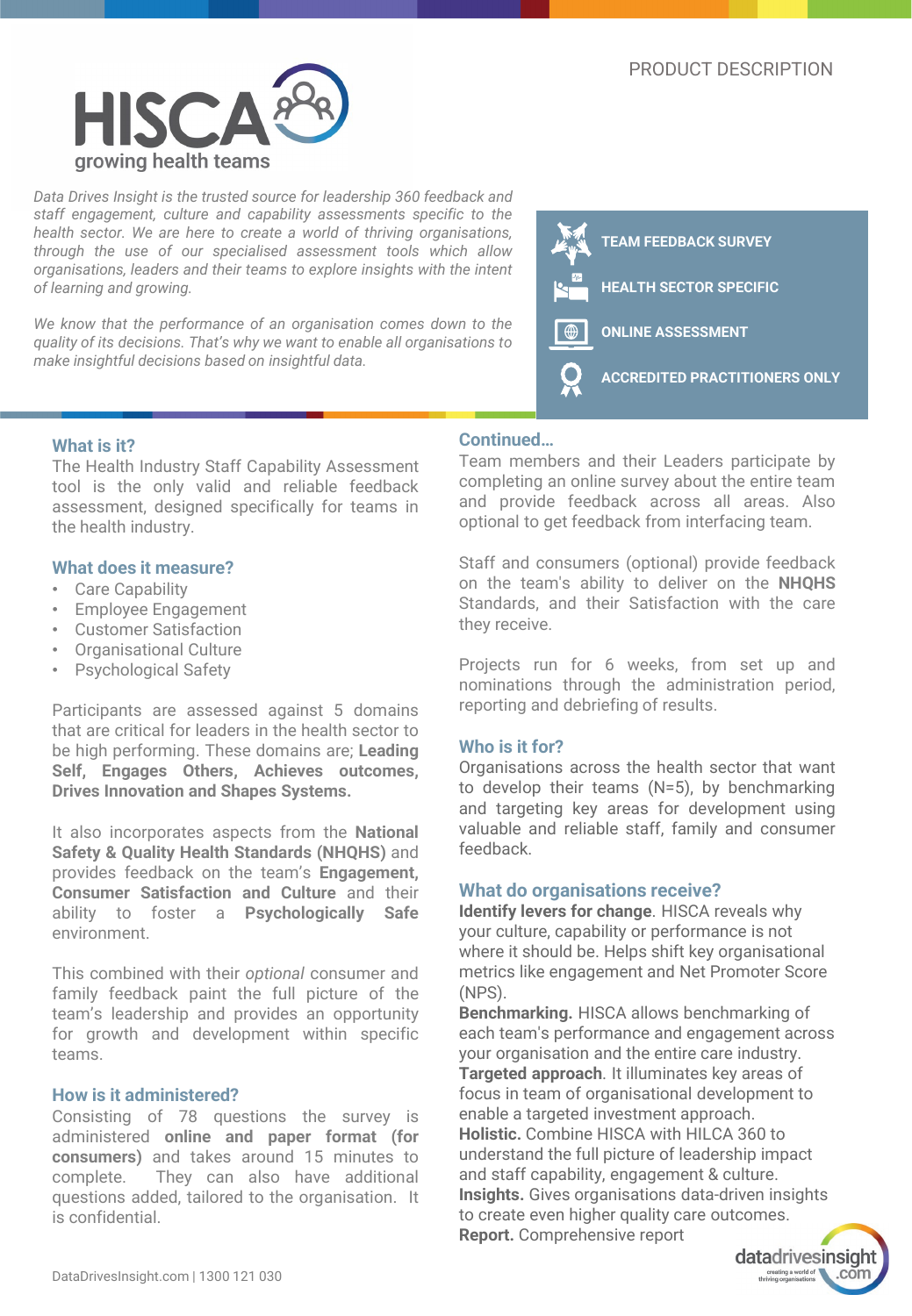PRODUCT DESCRIPTION

# HISCA

growing health teams

*Data Drives Insight is the trusted source for leadership 360 feedback and staff engagement, culture and capability assessments specific to the health sector. We are here to create a world of thriving organisations, through the use of our specialised assessment tools which allow organisations, leaders and their teams to explore insights with the intent of learning and growing.*

*We know that the performance of an organisation comes down to the quality of its decisions. That's why we want to enable all organisations to make insightful decisions based on insightful data.*

- **TEAM FEEDBACK SURVEY**
- **HEALTH SECTOR SPECIFIC**
- **ONLINE ASSESSMENT**
- **ACCREDITED PRACTITIONERS ONLY**

## What is it?

The Health Industry Staff Capability Assessment tool is the only valid and reliable feedback assessment, designed specifically for teams in the health industry.

## What does it measure?

- Care Capability
- Employee Engagement
- Customer Satisfaction
- Organisational Culture
- Psychological Safety

Participants are assessed against 5 domains that are critical for leaders in the health sector to be high performing. These domains are; **Leading Self, Engages Others, Achieves outcomes, Drives Innovation and Shapes Systems.**

It also incorporates aspects from the **National Safety & Quality Health Standards (NHQHS)** and provides feedback on the team's **Engagement, Consumer Satisfaction and Culture** and their ability to foster a **Psychologically Safe** environment.

This combined with their *optional* consumer and family feedback paint the full picture of the team's leadership and provides an opportunity for growth and development within specific teams.

## How is it administered?

Consisting of 78 questions the survey is administered **online and paper format (for consumers)** and takes around 15 minutes to complete. They can also have additional questions added, tailored to the organisation. It is confidential.

## Continued…

Team members and their Leaders participate by completing an online survey about the entire team and provide feedback across all areas. Also optional to get feedback from interfacing team.

Staff and consumers (optional) provide feedback on the team's ability to deliver on the **NHQHS** Standards, and their Satisfaction with the care they receive.

Projects run for 6 weeks, from set up and nominations through the administration period, reporting and debriefing of results.

## Who is it for?

Organisations across the health sector that want to develop their teams (N=5), by benchmarking and targeting key areas for development using valuable and reliable staff, family and consumer feedback.

## What do organisations receive?

**Identify levers for change**. HISCA reveals why your culture, capability or performance is not where it should be. Helps shift key organisational metrics like engagement and Net Promoter Score (NPS).
**Benchmarking.** HISCA allows benchmarking of each team's performance and engagement across your organisation and the entire care industry.
**Targeted approach**. It illuminates key areas of focus in team of organisational development to enable a targeted investment approach.
**Holistic.** Combine HISCA with HILCA 360 to understand the full picture of leadership impact and staff capability, engagement & culture.
**Insights.** Gives organisations data-driven insights to create even higher quality care outcomes.
**Report.** Comprehensive report

DataDrivesInsight.com | 1300 121 030

datadrivesinsight.com — creating a world of thriving organisations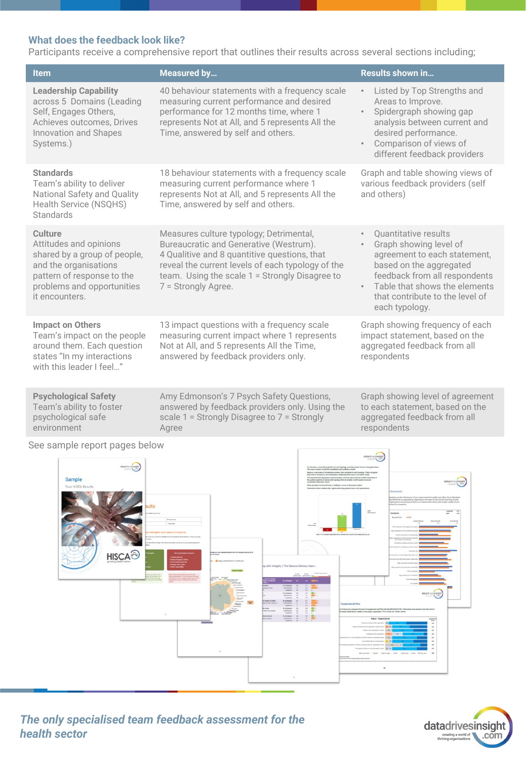### What does the feedback look like?

Participants receive a comprehensive report that outlines their results across several sections including;

| Item | Measured by… | Results shown in… |
| --- | --- | --- |
| **Leadership Capability** across 5 Domains (Leading Self, Engages Others, Achieves outcomes, Drives Innovation and Shapes Systems.) | 40 behaviour statements with a frequency scale measuring current performance and desired performance for 12 months time, where 1 represents Not at All, and 5 represents All the Time, answered by self and others. | • Listed by Top Strengths and Areas to Improve. • Spidergraph showing gap analysis between current and desired performance. • Comparison of views of different feedback providers |
| **Standards** Team's ability to deliver National Safety and Quality Health Service (NSQHS) Standards | 18 behaviour statements with a frequency scale measuring current performance where 1 represents Not at All, and 5 represents All the Time, answered by self and others. | Graph and table showing views of various feedback providers (self and others) |
| **Culture** Attitudes and opinions shared by a group of people, and the organisations pattern of response to the problems and opportunities it encounters. | Measures culture typology; Detrimental, Bureaucratic and Generative (Westrum). 4 Qualitive and 8 quantitive questions, that reveal the current levels of each typology of the team. Using the scale 1 = Strongly Disagree to 7 = Strongly Agree. | • Quantitative results • Graph showing level of agreement to each statement, based on the aggregated feedback from all respondents • Table that shows the elements that contribute to the level of each typology. |
| **Impact on Others** Team's impact on the people around them. Each question states "In my interactions with this leader I feel…" | 13 impact questions with a frequency scale measuring current impact where 1 represents Not at All, and 5 represents All the Time, answered by feedback providers only. | Graph showing frequency of each impact statement, based on the aggregated feedback from all respondents |
| **Psychological Safety** Team's ability to foster psychological safe environment | Amy Edmonson's 7 Psych Safety Questions, answered by feedback providers only. Using the scale 1 = Strongly Disagree to 7 = Strongly Agree | Graph showing level of agreement to each statement, based on the aggregated feedback from all respondents |

See sample report pages below

*The only specialised team feedback assessment for the health sector*

datadrivesinsight.com

creating a world of thriving organisations